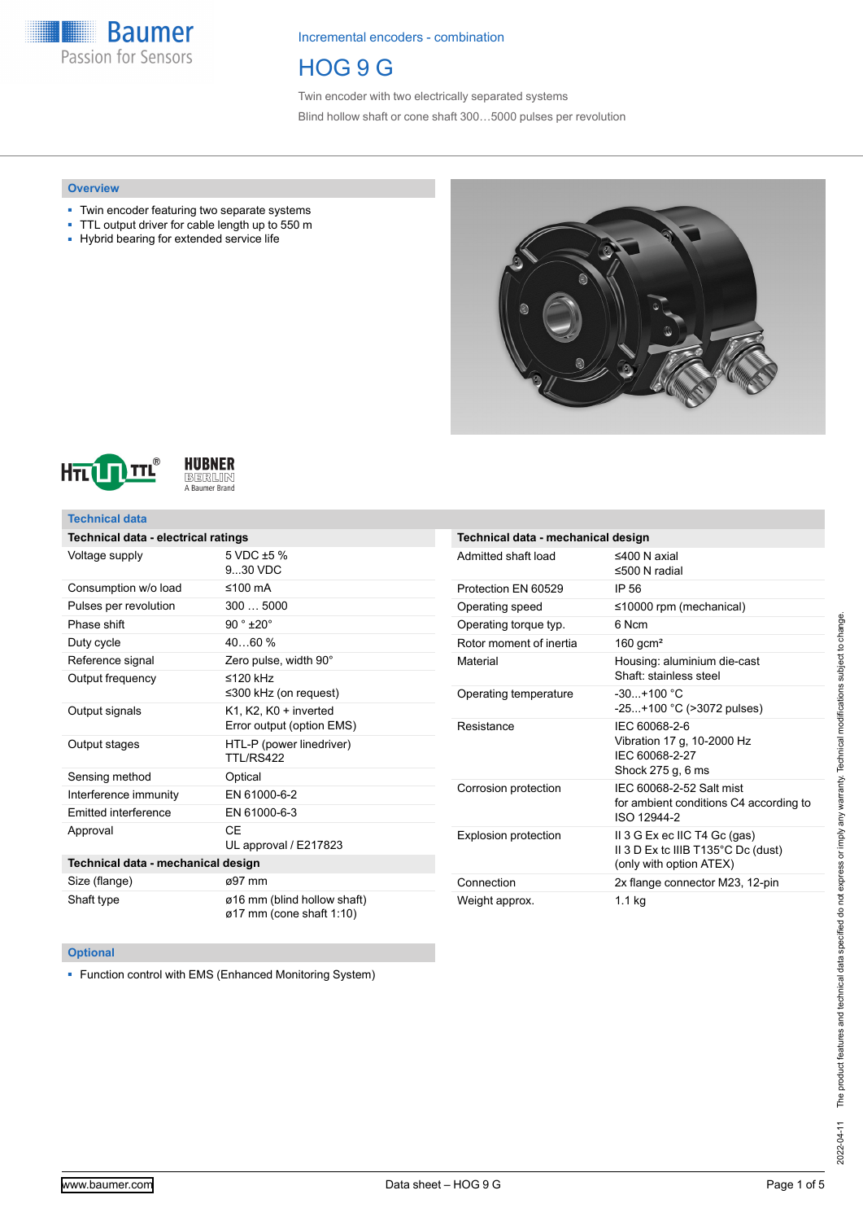Incremental encoders - combination

# HOG 9 G

Twin encoder with two electrically separated systems

Blind hollow shaft or cone shaft 300…5000 pulses per revolution

## Overview

- Twin encoder featuring two separate systems
- TTL output driver for cable length up to 550 m
- Hybrid bearing for extended service life

## Technical data

| Technical data - electrical ratings | |
|---|---|
| Voltage supply | 5 VDC ±5 %<br>9...30 VDC |
| Consumption w/o load | ≤100 mA |
| Pulses per revolution | 300 … 5000 |
| Phase shift | 90 ° ±20° |
| Duty cycle | 40…60 % |
| Reference signal | Zero pulse, width 90° |
| Output frequency | ≤120 kHz<br>≤300 kHz (on request) |
| Output signals | K1, K2, K0 + inverted<br>Error output (option EMS) |
| Output stages | HTL-P (power linedriver)<br>TTL/RS422 |
| Sensing method | Optical |
| Interference immunity | EN 61000-6-2 |
| Emitted interference | EN 61000-6-3 |
| Approval | CE<br>UL approval / E217823 |

| Technical data - mechanical design | |
|---|---|
| Size (flange) | ø97 mm |
| Shaft type | ø16 mm (blind hollow shaft)<br>ø17 mm (cone shaft 1:10) |
| Admitted shaft load | ≤400 N axial<br>≤500 N radial |
| Protection EN 60529 | IP 56 |
| Operating speed | ≤10000 rpm (mechanical) |
| Operating torque typ. | 6 Ncm |
| Rotor moment of inertia | 160 gcm² |
| Material | Housing: aluminium die-cast<br>Shaft: stainless steel |
| Operating temperature | -30...+100 °C<br>-25...+100 °C (>3072 pulses) |
| Resistance | IEC 60068-2-6<br>Vibration 17 g, 10-2000 Hz<br>IEC 60068-2-27<br>Shock 275 g, 6 ms |
| Corrosion protection | IEC 60068-2-52 Salt mist<br>for ambient conditions C4 according to ISO 12944-2 |
| Explosion protection | II 3 G Ex ec IIC T4 Gc (gas)<br>II 3 D Ex tc IIIB T135°C Dc (dust)<br>(only with option ATEX) |
| Connection | 2x flange connector M23, 12-pin |
| Weight approx. | 1.1 kg |

## Optional

- Function control with EMS (Enhanced Monitoring System)

2022-04-11 The product features and technical data specified do not express or imply any warranty. Technical modifications subject to change.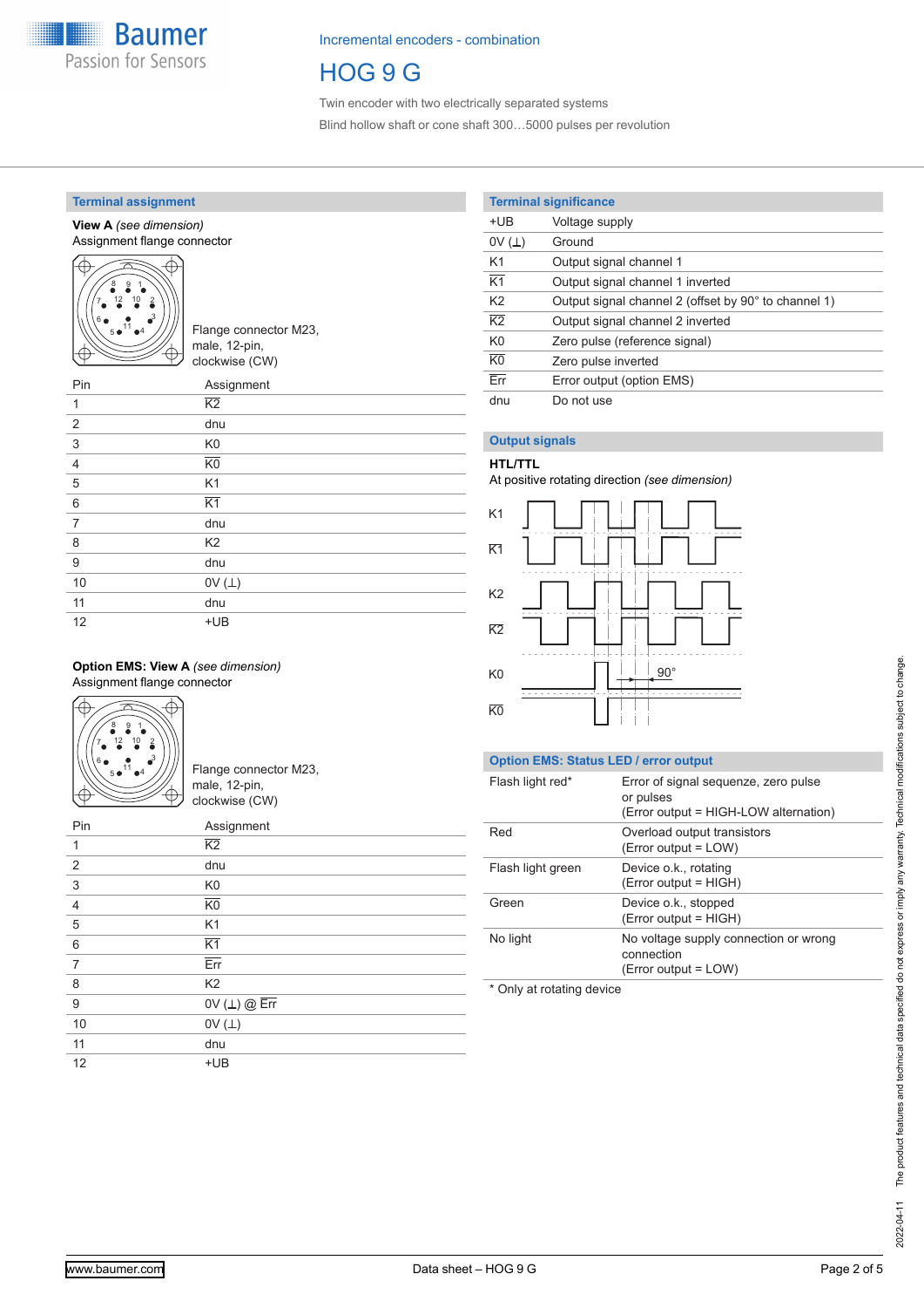## Terminal assignment

**View A** *(see dimension)*
Assignment flange connector

Flange connector M23, male, 12-pin, clockwise (CW)

| Pin | Assignment |
|---|---|
| 1 | $\overline{K2}$ |
| 2 | dnu |
| 3 | K0 |
| 4 | $\overline{K0}$ |
| 5 | K1 |
| 6 | $\overline{K1}$ |
| 7 | dnu |
| 8 | K2 |
| 9 | dnu |
| 10 | 0V (⊥) |
| 11 | dnu |
| 12 | +UB |

**Option EMS: View A** *(see dimension)*
Assignment flange connector

Flange connector M23, male, 12-pin, clockwise (CW)

| Pin | Assignment |
|---|---|
| 1 | $\overline{K2}$ |
| 2 | dnu |
| 3 | K0 |
| 4 | $\overline{K0}$ |
| 5 | K1 |
| 6 | $\overline{K1}$ |
| 7 | $\overline{Err}$ |
| 8 | K2 |
| 9 | 0V (⊥) @ $\overline{Err}$ |
| 10 | 0V (⊥) |
| 11 | dnu |
| 12 | +UB |

## Terminal significance

| | |
|---|---|
| +UB | Voltage supply |
| 0V (⊥) | Ground |
| K1 | Output signal channel 1 |
| $\overline{K1}$ | Output signal channel 1 inverted |
| K2 | Output signal channel 2 (offset by 90° to channel 1) |
| $\overline{K2}$ | Output signal channel 2 inverted |
| K0 | Zero pulse (reference signal) |
| $\overline{K0}$ | Zero pulse inverted |
| $\overline{Err}$ | Error output (option EMS) |
| dnu | Do not use |

## Output signals

**HTL/TTL**
At positive rotating direction *(see dimension)*

K1
$\overline{K1}$
K2
$\overline{K2}$
K0
$\overline{K0}$
90°

## Option EMS: Status LED / error output

| | |
|---|---|
| Flash light red* | Error of signal sequenze, zero pulse or pulses (Error output = HIGH-LOW alternation) |
| Red | Overload output transistors (Error output = LOW) |
| Flash light green | Device o.k., rotating (Error output = HIGH) |
| Green | Device o.k., stopped (Error output = HIGH) |
| No light | No voltage supply connection or wrong connection (Error output = LOW) |

\* Only at rotating device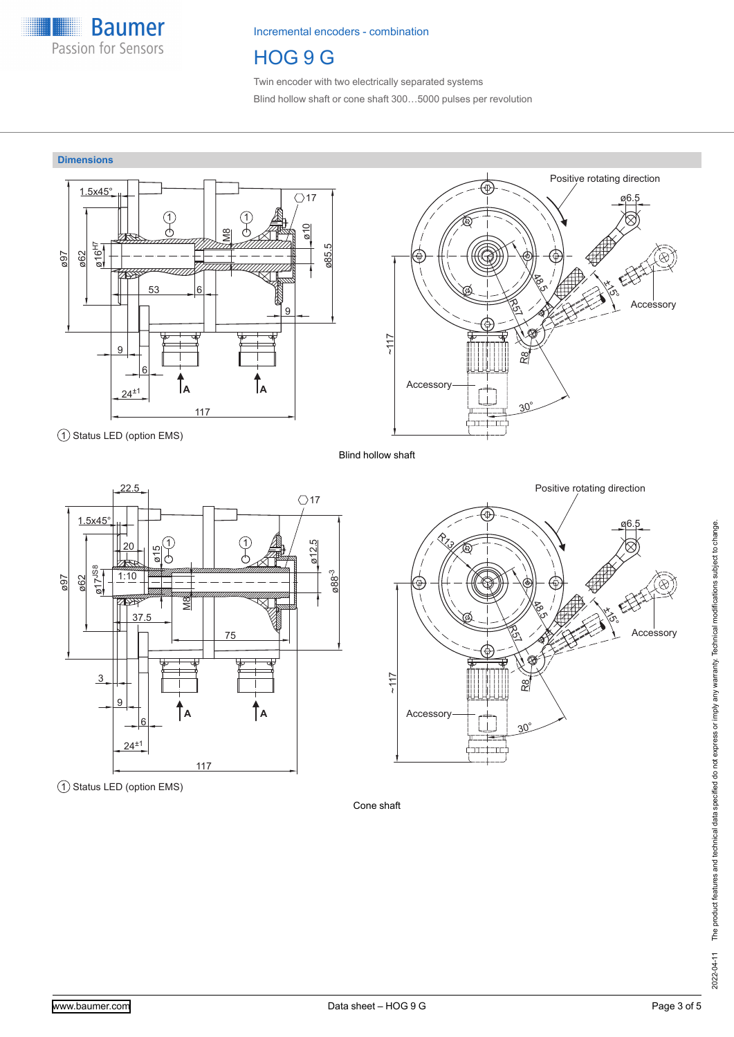## Dimensions

1.5x45°

ø97 ø62 ø16H7

53 6 9 9 6 $24^{\pm1}$ 117

M8 ø10 ø85.5 17

Positive rotating direction

ø6.5

Accessory

48.5 R57 ±15° R8 30° ~117

Accessory

① Status LED (option EMS)

Blind hollow shaft

22.5

1.5x45°

20 1:10 ø15

ø97 ø62 ø17JS8

37.5 75 3 9 6 $24^{\pm1}$ 117

M8 ø12.5 $ø88^{-3}$ 17

Positive rotating direction

R13 ø6.5

Accessory

48.5 R57 ±15° R8 30° ~117

Accessory

① Status LED (option EMS)

Cone shaft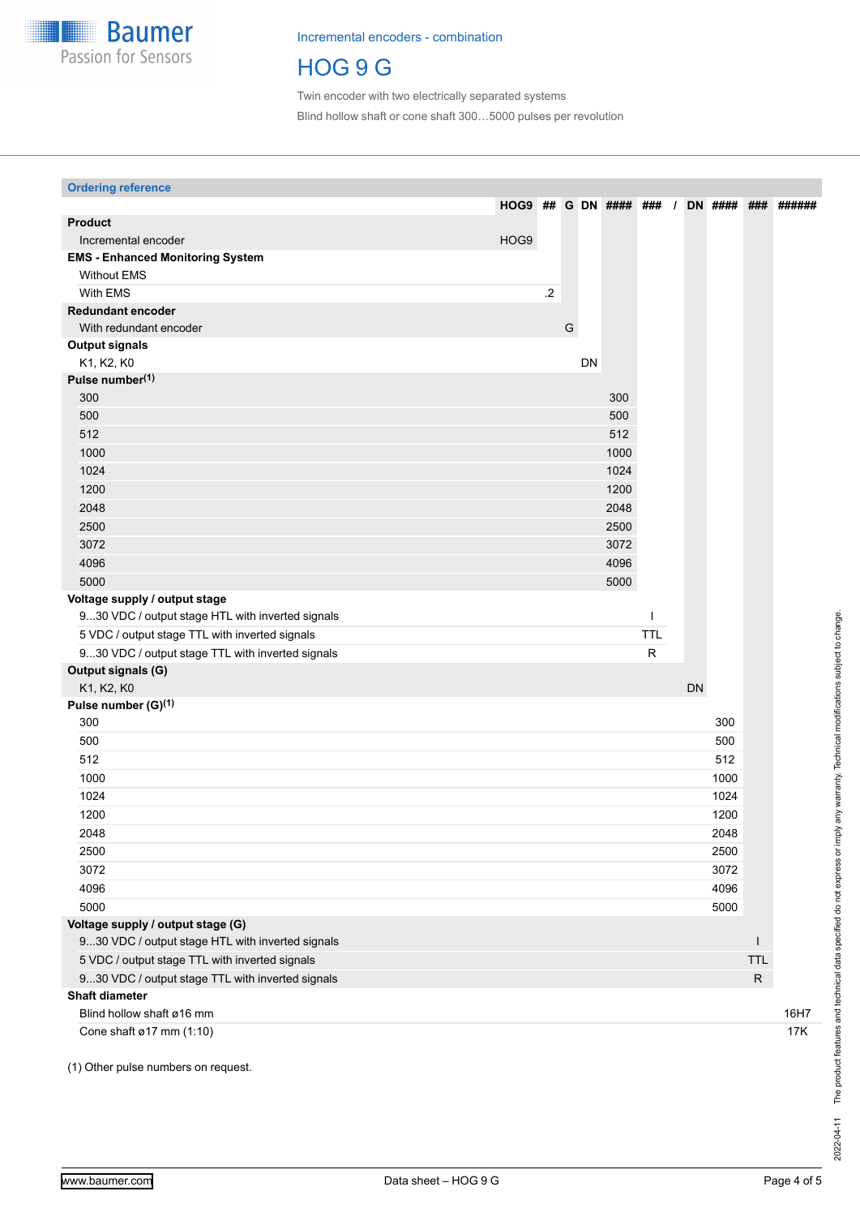Incremental encoders - combination

# HOG 9 G

Twin encoder with two electrically separated systems

Blind hollow shaft or cone shaft 300…5000 pulses per revolution

## Ordering reference

| | HOG9 | ## | G | DN | #### | ### | / | DN | #### | ### | ###### |
|---|---|---|---|---|---|---|---|---|---|---|---|
| **Product** | | | | | | | | | | | |
| Incremental encoder | HOG9 | | | | | | | | | | |
| **EMS - Enhanced Monitoring System** | | | | | | | | | | | |
| Without EMS | | | | | | | | | | | |
| With EMS | | .2 | | | | | | | | | |
| **Redundant encoder** | | | | | | | | | | | |
| With redundant encoder | | | G | | | | | | | | |
| **Output signals** | | | | | | | | | | | |
| K1, K2, K0 | | | | DN | | | | | | | |
| **Pulse number**(1) | | | | | | | | | | | |
| 300 | | | | | 300 | | | | | | |
| 500 | | | | | 500 | | | | | | |
| 512 | | | | | 512 | | | | | | |
| 1000 | | | | | 1000 | | | | | | |
| 1024 | | | | | 1024 | | | | | | |
| 1200 | | | | | 1200 | | | | | | |
| 2048 | | | | | 2048 | | | | | | |
| 2500 | | | | | 2500 | | | | | | |
| 3072 | | | | | 3072 | | | | | | |
| 4096 | | | | | 4096 | | | | | | |
| 5000 | | | | | 5000 | | | | | | |
| **Voltage supply / output stage** | | | | | | | | | | | |
| 9...30 VDC / output stage HTL with inverted signals | | | | | | I | | | | | |
| 5 VDC / output stage TTL with inverted signals | | | | | | TTL | | | | | |
| 9...30 VDC / output stage TTL with inverted signals | | | | | | R | | | | | |
| **Output signals (G)** | | | | | | | | | | | |
| K1, K2, K0 | | | | | | | | DN | | | |
| **Pulse number (G)**(1) | | | | | | | | | | | |
| 300 | | | | | | | | | 300 | | |
| 500 | | | | | | | | | 500 | | |
| 512 | | | | | | | | | 512 | | |
| 1000 | | | | | | | | | 1000 | | |
| 1024 | | | | | | | | | 1024 | | |
| 1200 | | | | | | | | | 1200 | | |
| 2048 | | | | | | | | | 2048 | | |
| 2500 | | | | | | | | | 2500 | | |
| 3072 | | | | | | | | | 3072 | | |
| 4096 | | | | | | | | | 4096 | | |
| 5000 | | | | | | | | | 5000 | | |
| **Voltage supply / output stage (G)** | | | | | | | | | | | |
| 9...30 VDC / output stage HTL with inverted signals | | | | | | | | | | I | |
| 5 VDC / output stage TTL with inverted signals | | | | | | | | | | TTL | |
| 9...30 VDC / output stage TTL with inverted signals | | | | | | | | | | R | |
| **Shaft diameter** | | | | | | | | | | | |
| Blind hollow shaft ø16 mm | | | | | | | | | | | 16H7 |
| Cone shaft ø17 mm (1:10) | | | | | | | | | | | 17K |

(1) Other pulse numbers on request.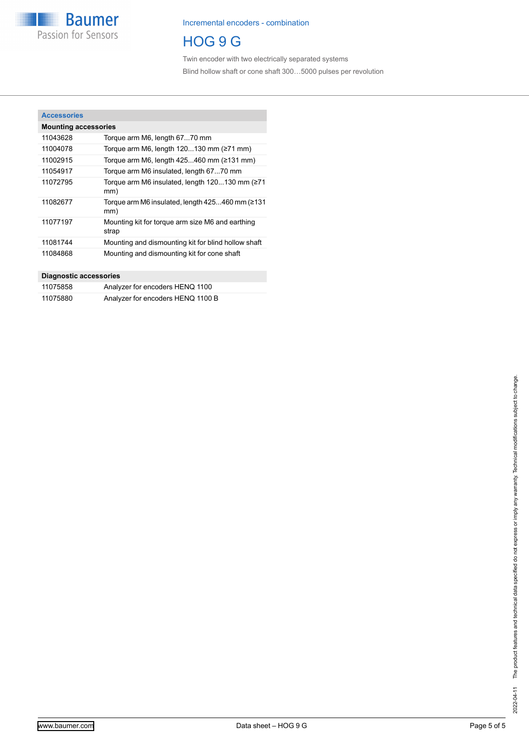## Accessories

| | |
|---|---|
| **Mounting accessories** | |
| 11043628 | Torque arm M6, length 67...70 mm |
| 11004078 | Torque arm M6, length 120...130 mm (≥71 mm) |
| 11002915 | Torque arm M6, length 425...460 mm (≥131 mm) |
| 11054917 | Torque arm M6 insulated, length 67...70 mm |
| 11072795 | Torque arm M6 insulated, length 120...130 mm (≥71 mm) |
| 11082677 | Torque arm M6 insulated, length 425...460 mm (≥131 mm) |
| 11077197 | Mounting kit for torque arm size M6 and earthing strap |
| 11081744 | Mounting and dismounting kit for blind hollow shaft |
| 11084868 | Mounting and dismounting kit for cone shaft |

| | |
|---|---|
| **Diagnostic accessories** | |
| 11075858 | Analyzer for encoders HENQ 1100 |
| 11075880 | Analyzer for encoders HENQ 1100 B |